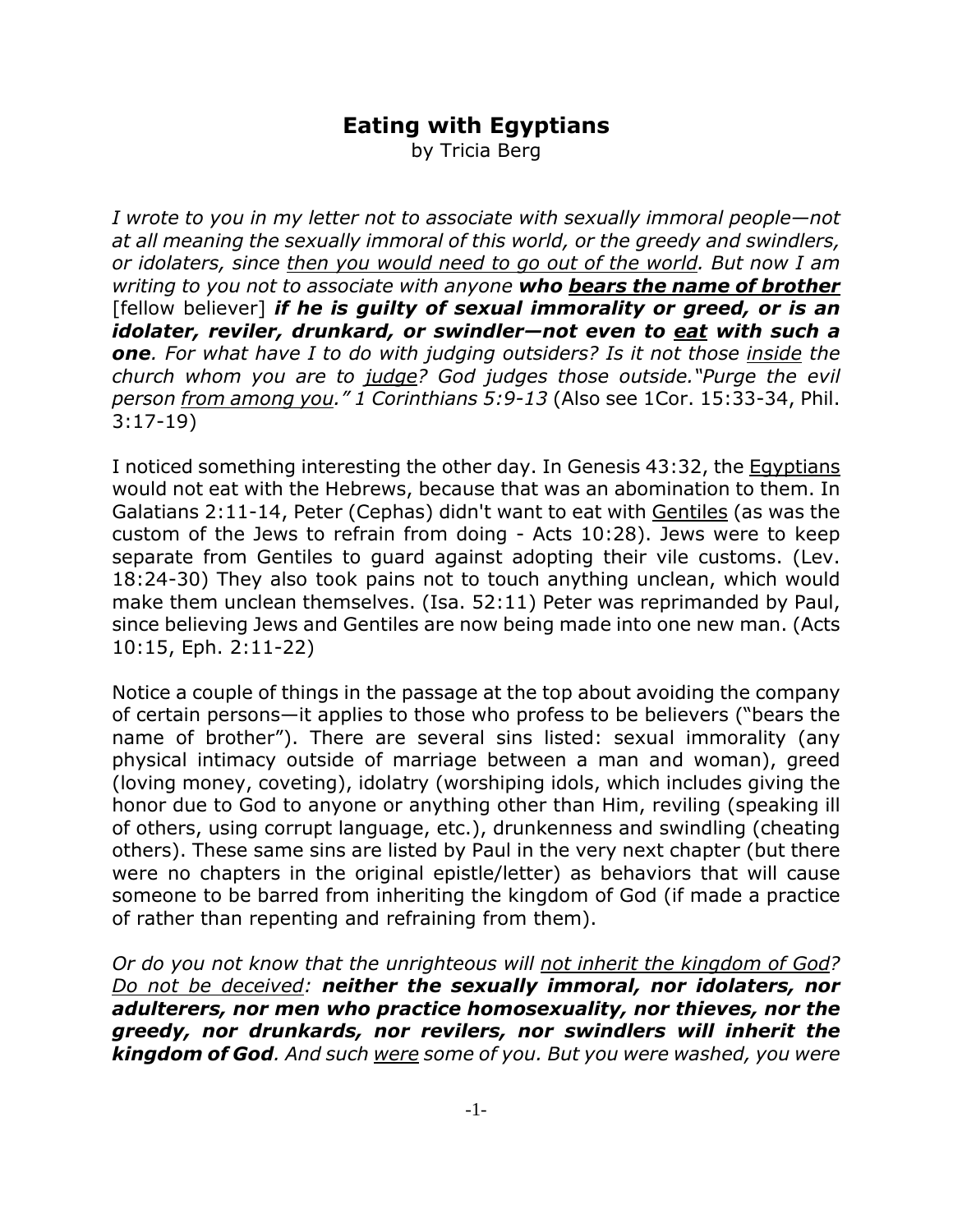# Eating with Egyptians

by Tricia Berg

*I wrote to you in my letter not to associate with sexually immoral people—not at all meaning the sexually immoral of this world, or the greedy and swindlers, or idolaters, since <u>then you would need to go out of the world</u>. But now I am writing to you not to associate with anyone **who <u>bears the name of brother</u>*** [fellow believer] ***if he is guilty of sexual immorality or greed, or is an idolater, reviler, drunkard, or swindler—not even to <u>eat</u> with such a one**. For what have I to do with judging outsiders? Is it not those <u>inside</u> the church whom you are to <u>judge</u>? God judges those outside."Purge the evil person <u>from among you</u>." 1 Corinthians 5:9-13* (Also see 1Cor. 15:33-34, Phil. 3:17-19)

I noticed something interesting the other day. In Genesis 43:32, the <u>Egyptians</u> would not eat with the Hebrews, because that was an abomination to them. In Galatians 2:11-14, Peter (Cephas) didn't want to eat with <u>Gentiles</u> (as was the custom of the Jews to refrain from doing - Acts 10:28). Jews were to keep separate from Gentiles to guard against adopting their vile customs. (Lev. 18:24-30) They also took pains not to touch anything unclean, which would make them unclean themselves. (Isa. 52:11) Peter was reprimanded by Paul, since believing Jews and Gentiles are now being made into one new man. (Acts 10:15, Eph. 2:11-22)

Notice a couple of things in the passage at the top about avoiding the company of certain persons—it applies to those who profess to be believers ("bears the name of brother"). There are several sins listed: sexual immorality (any physical intimacy outside of marriage between a man and woman), greed (loving money, coveting), idolatry (worshiping idols, which includes giving the honor due to God to anyone or anything other than Him, reviling (speaking ill of others, using corrupt language, etc.), drunkenness and swindling (cheating others). These same sins are listed by Paul in the very next chapter (but there were no chapters in the original epistle/letter) as behaviors that will cause someone to be barred from inheriting the kingdom of God (if made a practice of rather than repenting and refraining from them).

*Or do you not know that the unrighteous will <u>not inherit the kingdom of God</u>? <u>Do not be deceived</u>: **neither the sexually immoral, nor idolaters, nor adulterers, nor men who practice homosexuality, nor thieves, nor the greedy, nor drunkards, nor revilers, nor swindlers will inherit the kingdom of God**. And such <u>were</u> some of you. But you were washed, you were*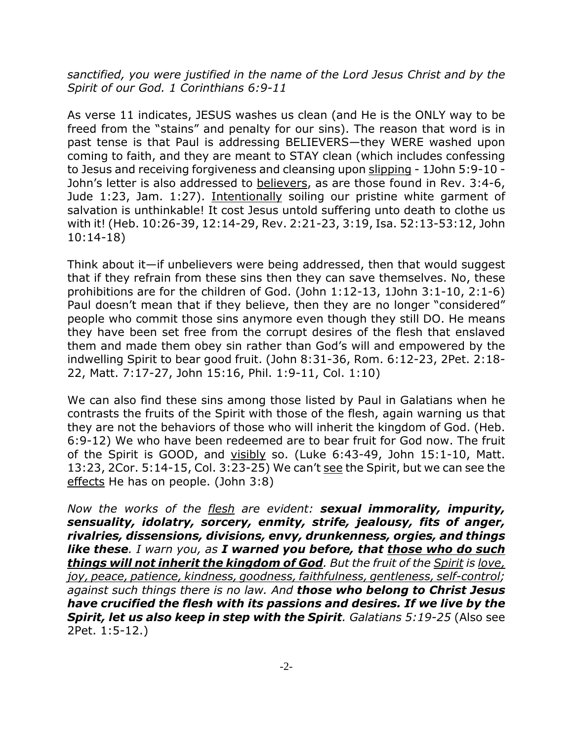*sanctified, you were justified in the name of the Lord Jesus Christ and by the Spirit of our God. 1 Corinthians 6:9-11*

As verse 11 indicates, JESUS washes us clean (and He is the ONLY way to be freed from the "stains" and penalty for our sins). The reason that word is in past tense is that Paul is addressing BELIEVERS—they WERE washed upon coming to faith, and they are meant to STAY clean (which includes confessing to Jesus and receiving forgiveness and cleansing upon <u>slipping</u> - 1John 5:9-10 - John's letter is also addressed to <u>believers</u>, as are those found in Rev. 3:4-6, Jude 1:23, Jam. 1:27). <u>Intentionally</u> soiling our pristine white garment of salvation is unthinkable! It cost Jesus untold suffering unto death to clothe us with it! (Heb. 10:26-39, 12:14-29, Rev. 2:21-23, 3:19, Isa. 52:13-53:12, John 10:14-18)

Think about it—if unbelievers were being addressed, then that would suggest that if they refrain from these sins then they can save themselves. No, these prohibitions are for the children of God. (John 1:12-13, 1John 3:1-10, 2:1-6) Paul doesn't mean that if they believe, then they are no longer "considered" people who commit those sins anymore even though they still DO. He means they have been set free from the corrupt desires of the flesh that enslaved them and made them obey sin rather than God's will and empowered by the indwelling Spirit to bear good fruit. (John 8:31-36, Rom. 6:12-23, 2Pet. 2:18-22, Matt. 7:17-27, John 15:16, Phil. 1:9-11, Col. 1:10)

We can also find these sins among those listed by Paul in Galatians when he contrasts the fruits of the Spirit with those of the flesh, again warning us that they are not the behaviors of those who will inherit the kingdom of God. (Heb. 6:9-12) We who have been redeemed are to bear fruit for God now. The fruit of the Spirit is GOOD, and <u>visibly</u> so. (Luke 6:43-49, John 15:1-10, Matt. 13:23, 2Cor. 5:14-15, Col. 3:23-25) We can't <u>see</u> the Spirit, but we can see the <u>effects</u> He has on people. (John 3:8)

*Now the works of the <u>flesh</u> are evident:* ***sexual immorality, impurity, sensuality, idolatry, sorcery, enmity, strife, jealousy, fits of anger, rivalries, dissensions, divisions, envy, drunkenness, orgies, and things like these****. I warn you, as* ***I warned you before, that <u>those who do such things will not inherit the kingdom of God</u>****. But the fruit of the <u>Spirit</u> is <u>love, joy, peace, patience, kindness, goodness, faithfulness, gentleness, self-control</u>; against such things there is no law. And* ***those who belong to Christ Jesus have crucified the flesh with its passions and desires. If we live by the Spirit, let us also keep in step with the Spirit****. Galatians 5:19-25* (Also see 2Pet. 1:5-12.)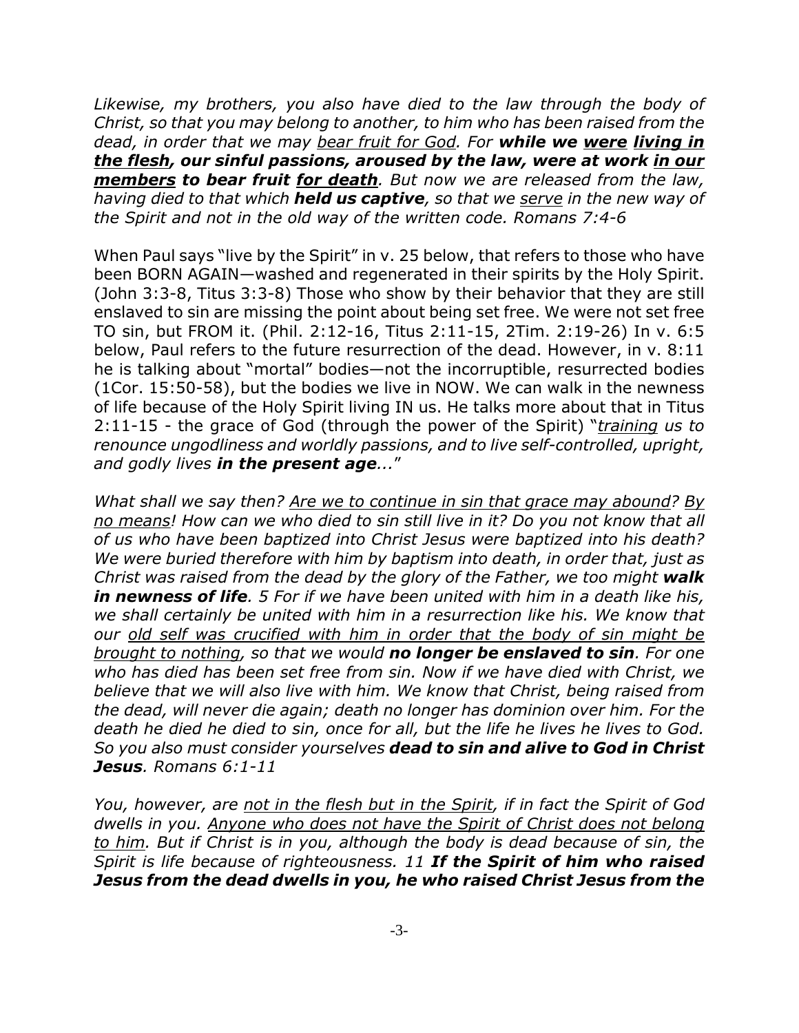*Likewise, my brothers, you also have died to the law through the body of Christ, so that you may belong to another, to him who has been raised from the dead, in order that we may <u>bear fruit for God</u>. For **while we <u>were</u> <u>living in the flesh</u>, our sinful passions, aroused by the law, were at work <u>in our members</u> to bear fruit <u>for death</u>**. But now we are released from the law, having died to that which **held us captive**, so that we <u>serve</u> in the new way of the Spirit and not in the old way of the written code. Romans 7:4-6*

When Paul says "live by the Spirit" in v. 25 below, that refers to those who have been BORN AGAIN—washed and regenerated in their spirits by the Holy Spirit. (John 3:3-8, Titus 3:3-8) Those who show by their behavior that they are still enslaved to sin are missing the point about being set free. We were not set free TO sin, but FROM it. (Phil. 2:12-16, Titus 2:11-15, 2Tim. 2:19-26) In v. 6:5 below, Paul refers to the future resurrection of the dead. However, in v. 8:11 he is talking about "mortal" bodies—not the incorruptible, resurrected bodies (1Cor. 15:50-58), but the bodies we live in NOW. We can walk in the newness of life because of the Holy Spirit living IN us. He talks more about that in Titus 2:11-15 - the grace of God (through the power of the Spirit) "*<u>training</u> us to renounce ungodliness and worldly passions, and to live self-controlled, upright, and godly lives **in the present age**...*"

*What shall we say then? <u>Are we to continue in sin that grace may abound</u>? <u>By no means</u>! How can we who died to sin still live in it? Do you not know that all of us who have been baptized into Christ Jesus were baptized into his death? We were buried therefore with him by baptism into death, in order that, just as Christ was raised from the dead by the glory of the Father, we too might **walk in newness of life**. 5 For if we have been united with him in a death like his, we shall certainly be united with him in a resurrection like his. We know that our <u>old self was crucified with him in order that the body of sin might be brought to nothing</u>, so that we would **no longer be enslaved to sin**. For one who has died has been set free from sin. Now if we have died with Christ, we believe that we will also live with him. We know that Christ, being raised from the dead, will never die again; death no longer has dominion over him. For the death he died he died to sin, once for all, but the life he lives he lives to God. So you also must consider yourselves **dead to sin and alive to God in Christ Jesus**. Romans 6:1-11*

*You, however, are <u>not in the flesh but in the Spirit</u>, if in fact the Spirit of God dwells in you. <u>Anyone who does not have the Spirit of Christ does not belong to him</u>. But if Christ is in you, although the body is dead because of sin, the Spirit is life because of righteousness. 11 **If the Spirit of him who raised Jesus from the dead dwells in you, he who raised Christ Jesus from the***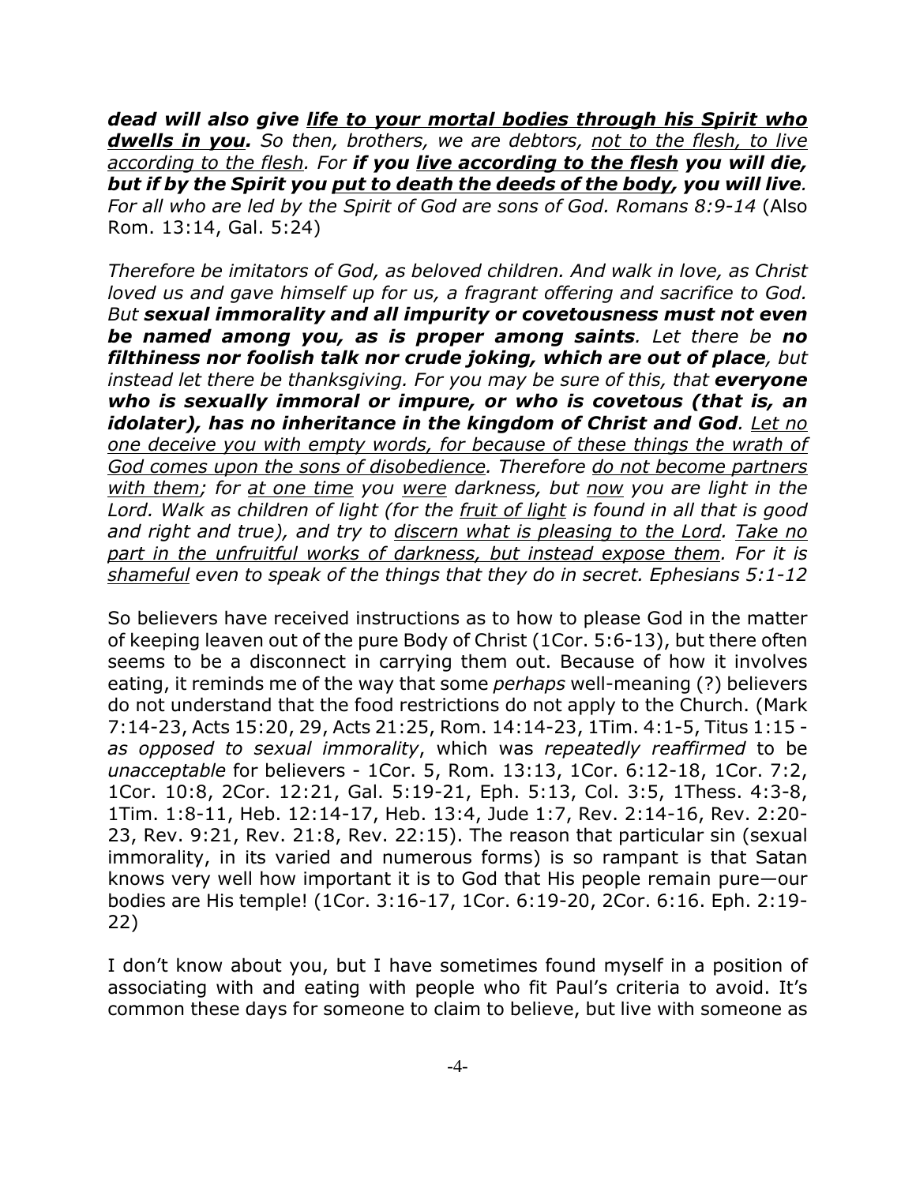***dead will also give <u>life to your mortal bodies through his Spirit who dwells in you</u>.*** *So then, brothers, we are debtors, <u>not to the flesh, to live according to the flesh</u>. For **if you <u>live according to the flesh</u> you will die, but if by the Spirit you <u>put to death the deeds of the body</u>, you will live**. For all who are led by the Spirit of God are sons of God. Romans 8:9-14* (Also Rom. 13:14, Gal. 5:24)

*Therefore be imitators of God, as beloved children. And walk in love, as Christ loved us and gave himself up for us, a fragrant offering and sacrifice to God. But **sexual immorality and all impurity or covetousness must not even be named among you, as is proper among saints**. Let there be **no filthiness nor foolish talk nor crude joking, which are out of place**, but instead let there be thanksgiving. For you may be sure of this, that **everyone who is sexually immoral or impure, or who is covetous (that is, an idolater), has no inheritance in the kingdom of Christ and God**. <u>Let no one deceive you with empty words, for because of these things the wrath of God comes upon the sons of disobedience</u>. Therefore <u>do not become partners with them</u>; for <u>at one time</u> you <u>were</u> darkness, but <u>now</u> you are light in the Lord. Walk as children of light (for the <u>fruit of light</u> is found in all that is good and right and true), and try to <u>discern what is pleasing to the Lord</u>. <u>Take no part in the unfruitful works of darkness, but instead expose them</u>. For it is <u>shameful</u> even to speak of the things that they do in secret. Ephesians 5:1-12*

So believers have received instructions as to how to please God in the matter of keeping leaven out of the pure Body of Christ (1Cor. 5:6-13), but there often seems to be a disconnect in carrying them out. Because of how it involves eating, it reminds me of the way that some *perhaps* well-meaning (?) believers do not understand that the food restrictions do not apply to the Church. (Mark 7:14-23, Acts 15:20, 29, Acts 21:25, Rom. 14:14-23, 1Tim. 4:1-5, Titus 1:15 - *as opposed to sexual immorality*, which was *repeatedly reaffirmed* to be *unacceptable* for believers - 1Cor. 5, Rom. 13:13, 1Cor. 6:12-18, 1Cor. 7:2, 1Cor. 10:8, 2Cor. 12:21, Gal. 5:19-21, Eph. 5:13, Col. 3:5, 1Thess. 4:3-8, 1Tim. 1:8-11, Heb. 12:14-17, Heb. 13:4, Jude 1:7, Rev. 2:14-16, Rev. 2:20-23, Rev. 9:21, Rev. 21:8, Rev. 22:15). The reason that particular sin (sexual immorality, in its varied and numerous forms) is so rampant is that Satan knows very well how important it is to God that His people remain pure—our bodies are His temple! (1Cor. 3:16-17, 1Cor. 6:19-20, 2Cor. 6:16. Eph. 2:19-22)

I don't know about you, but I have sometimes found myself in a position of associating with and eating with people who fit Paul's criteria to avoid. It's common these days for someone to claim to believe, but live with someone as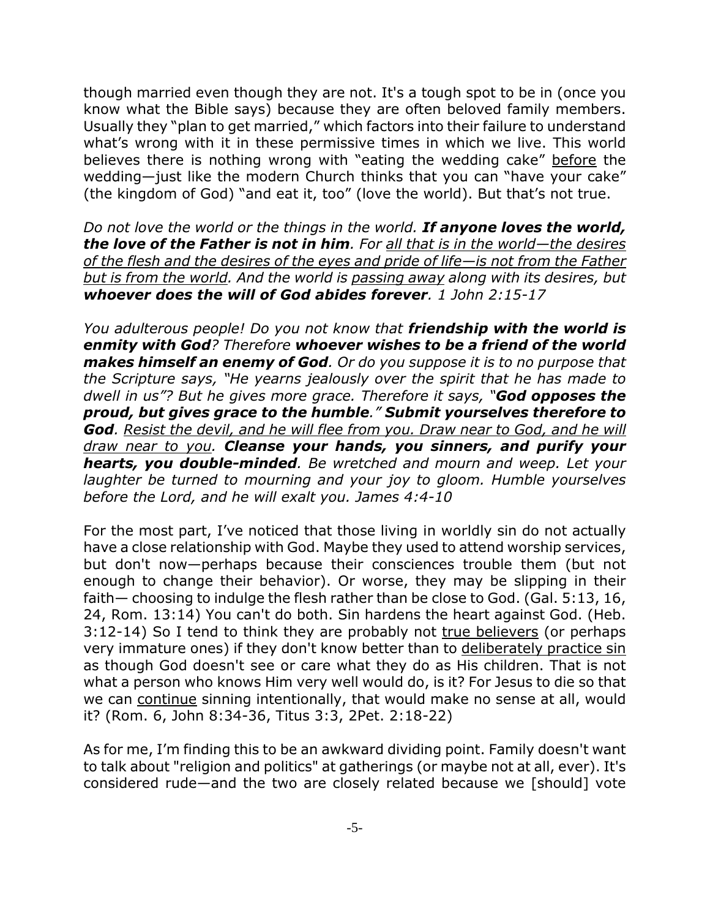though married even though they are not. It's a tough spot to be in (once you know what the Bible says) because they are often beloved family members. Usually they "plan to get married," which factors into their failure to understand what's wrong with it in these permissive times in which we live. This world believes there is nothing wrong with "eating the wedding cake" <u>before</u> the wedding—just like the modern Church thinks that you can "have your cake" (the kingdom of God) "and eat it, too" (love the world). But that's not true.

*Do not love the world or the things in the world.* ***If anyone loves the world, the love of the Father is not in him****. For <u>all that is in the world—the desires of the flesh and the desires of the eyes and pride of life—is not from the Father but is from the world</u>. And the world is <u>passing away</u> along with its desires, but* ***whoever does the will of God abides forever****. 1 John 2:15-17*

*You adulterous people! Do you not know that* ***friendship with the world is enmity with God****? Therefore* ***whoever wishes to be a friend of the world makes himself an enemy of God****. Or do you suppose it is to no purpose that the Scripture says, "He yearns jealously over the spirit that he has made to dwell in us"? But he gives more grace. Therefore it says, "****God opposes the proud, but gives grace to the humble****."* ***Submit yourselves therefore to God****. <u>Resist the devil, and he will flee from you. Draw near to God, and he will draw near to you</u>.* ***Cleanse your hands, you sinners, and purify your hearts, you double-minded****. Be wretched and mourn and weep. Let your laughter be turned to mourning and your joy to gloom. Humble yourselves before the Lord, and he will exalt you. James 4:4-10*

For the most part, I've noticed that those living in worldly sin do not actually have a close relationship with God. Maybe they used to attend worship services, but don't now—perhaps because their consciences trouble them (but not enough to change their behavior). Or worse, they may be slipping in their faith— choosing to indulge the flesh rather than be close to God. (Gal. 5:13, 16, 24, Rom. 13:14) You can't do both. Sin hardens the heart against God. (Heb. 3:12-14) So I tend to think they are probably not <u>true believers</u> (or perhaps very immature ones) if they don't know better than to <u>deliberately practice sin</u> as though God doesn't see or care what they do as His children. That is not what a person who knows Him very well would do, is it? For Jesus to die so that we can <u>continue</u> sinning intentionally, that would make no sense at all, would it? (Rom. 6, John 8:34-36, Titus 3:3, 2Pet. 2:18-22)

As for me, I'm finding this to be an awkward dividing point. Family doesn't want to talk about "religion and politics" at gatherings (or maybe not at all, ever). It's considered rude—and the two are closely related because we [should] vote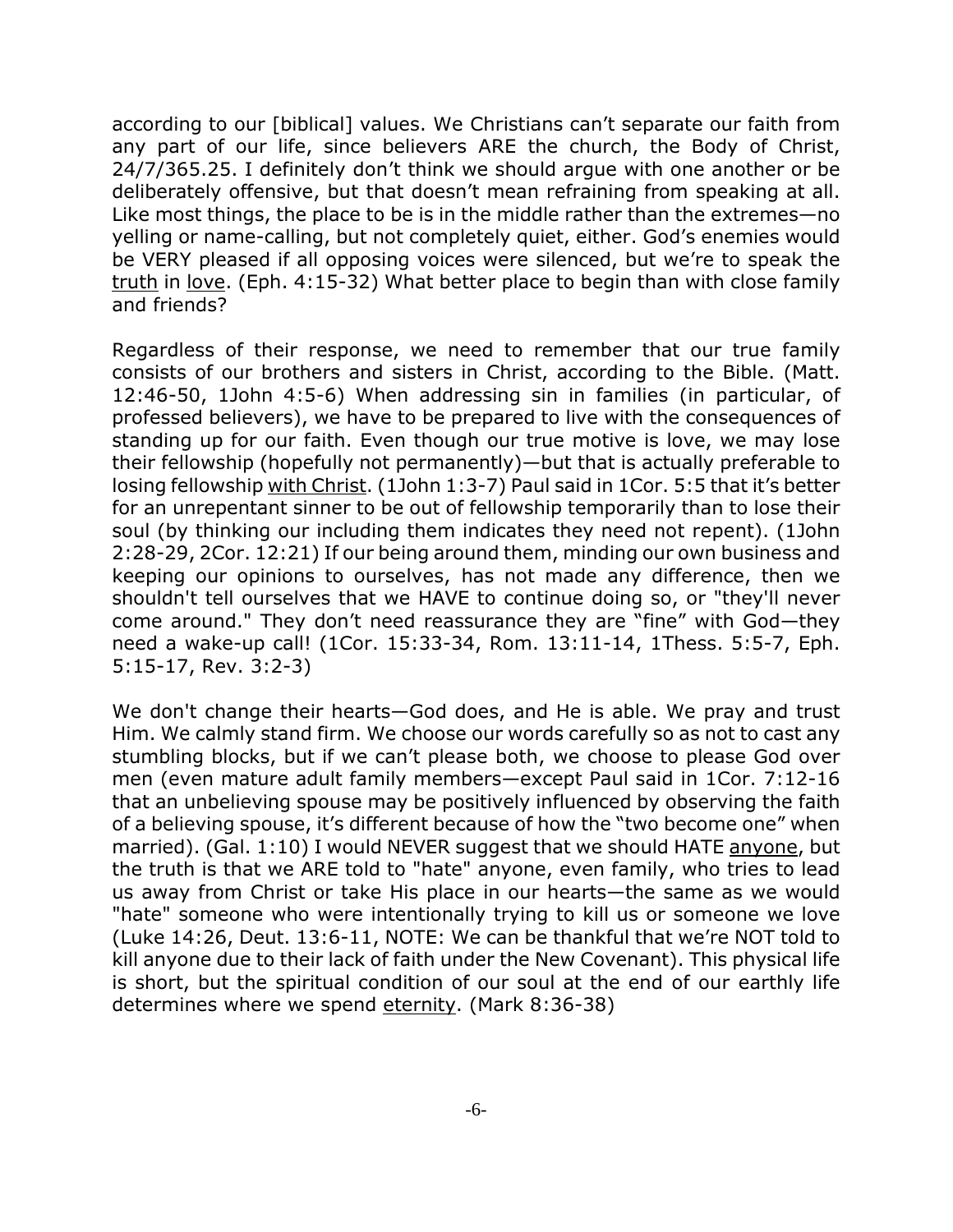according to our [biblical] values. We Christians can't separate our faith from any part of our life, since believers ARE the church, the Body of Christ, 24/7/365.25. I definitely don't think we should argue with one another or be deliberately offensive, but that doesn't mean refraining from speaking at all. Like most things, the place to be is in the middle rather than the extremes—no yelling or name-calling, but not completely quiet, either. God's enemies would be VERY pleased if all opposing voices were silenced, but we're to speak the <u>truth</u> in <u>love</u>. (Eph. 4:15-32) What better place to begin than with close family and friends?

Regardless of their response, we need to remember that our true family consists of our brothers and sisters in Christ, according to the Bible. (Matt. 12:46-50, 1John 4:5-6) When addressing sin in families (in particular, of professed believers), we have to be prepared to live with the consequences of standing up for our faith. Even though our true motive is love, we may lose their fellowship (hopefully not permanently)—but that is actually preferable to losing fellowship <u>with Christ</u>. (1John 1:3-7) Paul said in 1Cor. 5:5 that it's better for an unrepentant sinner to be out of fellowship temporarily than to lose their soul (by thinking our including them indicates they need not repent). (1John 2:28-29, 2Cor. 12:21) If our being around them, minding our own business and keeping our opinions to ourselves, has not made any difference, then we shouldn't tell ourselves that we HAVE to continue doing so, or "they'll never come around." They don't need reassurance they are "fine" with God—they need a wake-up call! (1Cor. 15:33-34, Rom. 13:11-14, 1Thess. 5:5-7, Eph. 5:15-17, Rev. 3:2-3)

We don't change their hearts—God does, and He is able. We pray and trust Him. We calmly stand firm. We choose our words carefully so as not to cast any stumbling blocks, but if we can't please both, we choose to please God over men (even mature adult family members—except Paul said in 1Cor. 7:12-16 that an unbelieving spouse may be positively influenced by observing the faith of a believing spouse, it's different because of how the "two become one" when married). (Gal. 1:10) I would NEVER suggest that we should HATE <u>anyone</u>, but the truth is that we ARE told to "hate" anyone, even family, who tries to lead us away from Christ or take His place in our hearts—the same as we would "hate" someone who were intentionally trying to kill us or someone we love (Luke 14:26, Deut. 13:6-11, NOTE: We can be thankful that we're NOT told to kill anyone due to their lack of faith under the New Covenant). This physical life is short, but the spiritual condition of our soul at the end of our earthly life determines where we spend <u>eternity</u>. (Mark 8:36-38)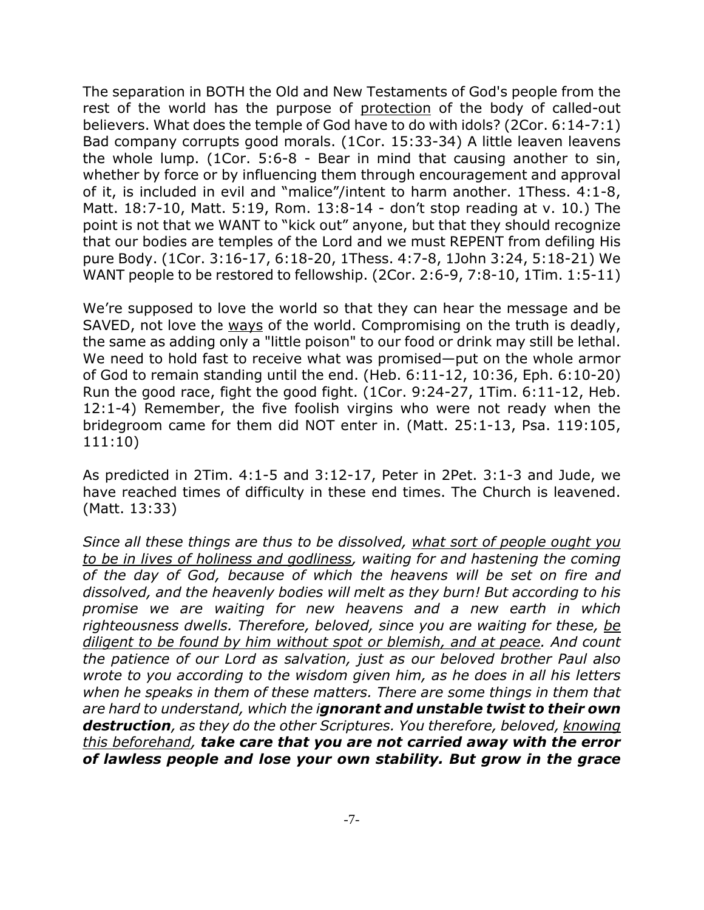The separation in BOTH the Old and New Testaments of God's people from the rest of the world has the purpose of <u>protection</u> of the body of called-out believers. What does the temple of God have to do with idols? (2Cor. 6:14-7:1) Bad company corrupts good morals. (1Cor. 15:33-34) A little leaven leavens the whole lump. (1Cor. 5:6-8 - Bear in mind that causing another to sin, whether by force or by influencing them through encouragement and approval of it, is included in evil and "malice"/intent to harm another. 1Thess. 4:1-8, Matt. 18:7-10, Matt. 5:19, Rom. 13:8-14 - don't stop reading at v. 10.) The point is not that we WANT to "kick out" anyone, but that they should recognize that our bodies are temples of the Lord and we must REPENT from defiling His pure Body. (1Cor. 3:16-17, 6:18-20, 1Thess. 4:7-8, 1John 3:24, 5:18-21) We WANT people to be restored to fellowship. (2Cor. 2:6-9, 7:8-10, 1Tim. 1:5-11)

We're supposed to love the world so that they can hear the message and be SAVED, not love the <u>ways</u> of the world. Compromising on the truth is deadly, the same as adding only a "little poison" to our food or drink may still be lethal. We need to hold fast to receive what was promised—put on the whole armor of God to remain standing until the end. (Heb. 6:11-12, 10:36, Eph. 6:10-20) Run the good race, fight the good fight. (1Cor. 9:24-27, 1Tim. 6:11-12, Heb. 12:1-4) Remember, the five foolish virgins who were not ready when the bridegroom came for them did NOT enter in. (Matt. 25:1-13, Psa. 119:105, 111:10)

As predicted in 2Tim. 4:1-5 and 3:12-17, Peter in 2Pet. 3:1-3 and Jude, we have reached times of difficulty in these end times. The Church is leavened. (Matt. 13:33)

*Since all these things are thus to be dissolved, <u>what sort of people ought you to be in lives of holiness and godliness</u>, waiting for and hastening the coming of the day of God, because of which the heavens will be set on fire and dissolved, and the heavenly bodies will melt as they burn! But according to his promise we are waiting for new heavens and a new earth in which righteousness dwells. Therefore, beloved, since you are waiting for these, <u>be diligent to be found by him without spot or blemish, and at peace</u>. And count the patience of our Lord as salvation, just as our beloved brother Paul also wrote to you according to the wisdom given him, as he does in all his letters when he speaks in them of these matters. There are some things in them that are hard to understand, which the i**gnorant and unstable twist to their own destruction**, as they do the other Scriptures. You therefore, beloved, <u>knowing this beforehand</u>, **take care that you are not carried away with the error of lawless people and lose your own stability. But grow in the grace***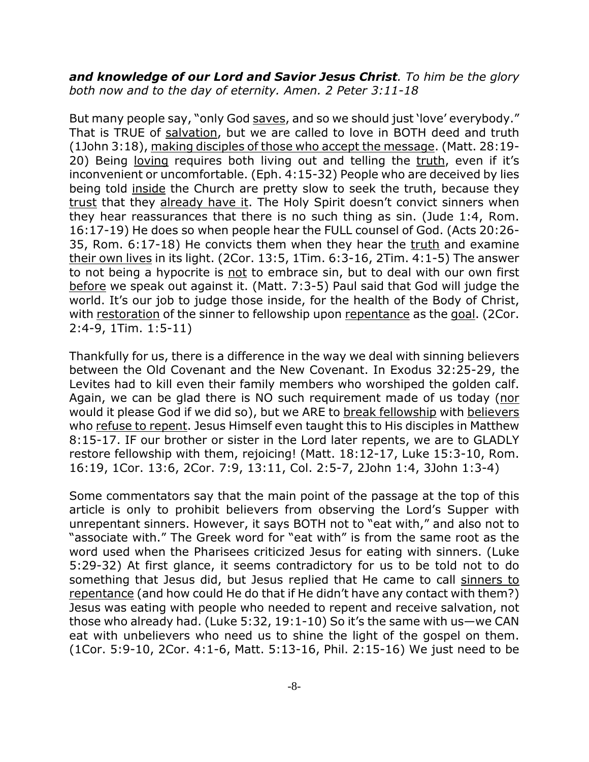***and knowledge of our Lord and Savior Jesus Christ**. To him be the glory both now and to the day of eternity. Amen. 2 Peter 3:11-18*

But many people say, "only God <u>saves</u>, and so we should just 'love' everybody." That is TRUE of <u>salvation</u>, but we are called to love in BOTH deed and truth (1John 3:18), <u>making disciples of those who accept the message</u>. (Matt. 28:19-20) Being <u>loving</u> requires both living out and telling the <u>truth</u>, even if it's inconvenient or uncomfortable. (Eph. 4:15-32) People who are deceived by lies being told <u>inside</u> the Church are pretty slow to seek the truth, because they <u>trust</u> that they <u>already have it</u>. The Holy Spirit doesn't convict sinners when they hear reassurances that there is no such thing as sin. (Jude 1:4, Rom. 16:17-19) He does so when people hear the FULL counsel of God. (Acts 20:26-35, Rom. 6:17-18) He convicts them when they hear the <u>truth</u> and examine <u>their own lives</u> in its light. (2Cor. 13:5, 1Tim. 6:3-16, 2Tim. 4:1-5) The answer to not being a hypocrite is <u>not</u> to embrace sin, but to deal with our own first <u>before</u> we speak out against it. (Matt. 7:3-5) Paul said that God will judge the world. It's our job to judge those inside, for the health of the Body of Christ, with <u>restoration</u> of the sinner to fellowship upon <u>repentance</u> as the <u>goal</u>. (2Cor. 2:4-9, 1Tim. 1:5-11)

Thankfully for us, there is a difference in the way we deal with sinning believers between the Old Covenant and the New Covenant. In Exodus 32:25-29, the Levites had to kill even their family members who worshiped the golden calf. Again, we can be glad there is NO such requirement made of us today (<u>nor</u> would it please God if we did so), but we ARE to <u>break fellowship</u> with <u>believers</u> who <u>refuse to repent</u>. Jesus Himself even taught this to His disciples in Matthew 8:15-17. IF our brother or sister in the Lord later repents, we are to GLADLY restore fellowship with them, rejoicing! (Matt. 18:12-17, Luke 15:3-10, Rom. 16:19, 1Cor. 13:6, 2Cor. 7:9, 13:11, Col. 2:5-7, 2John 1:4, 3John 1:3-4)

Some commentators say that the main point of the passage at the top of this article is only to prohibit believers from observing the Lord's Supper with unrepentant sinners. However, it says BOTH not to "eat with," and also not to "associate with." The Greek word for "eat with" is from the same root as the word used when the Pharisees criticized Jesus for eating with sinners. (Luke 5:29-32) At first glance, it seems contradictory for us to be told not to do something that Jesus did, but Jesus replied that He came to call <u>sinners to repentance</u> (and how could He do that if He didn't have any contact with them?) Jesus was eating with people who needed to repent and receive salvation, not those who already had. (Luke 5:32, 19:1-10) So it's the same with us—we CAN eat with unbelievers who need us to shine the light of the gospel on them. (1Cor. 5:9-10, 2Cor. 4:1-6, Matt. 5:13-16, Phil. 2:15-16) We just need to be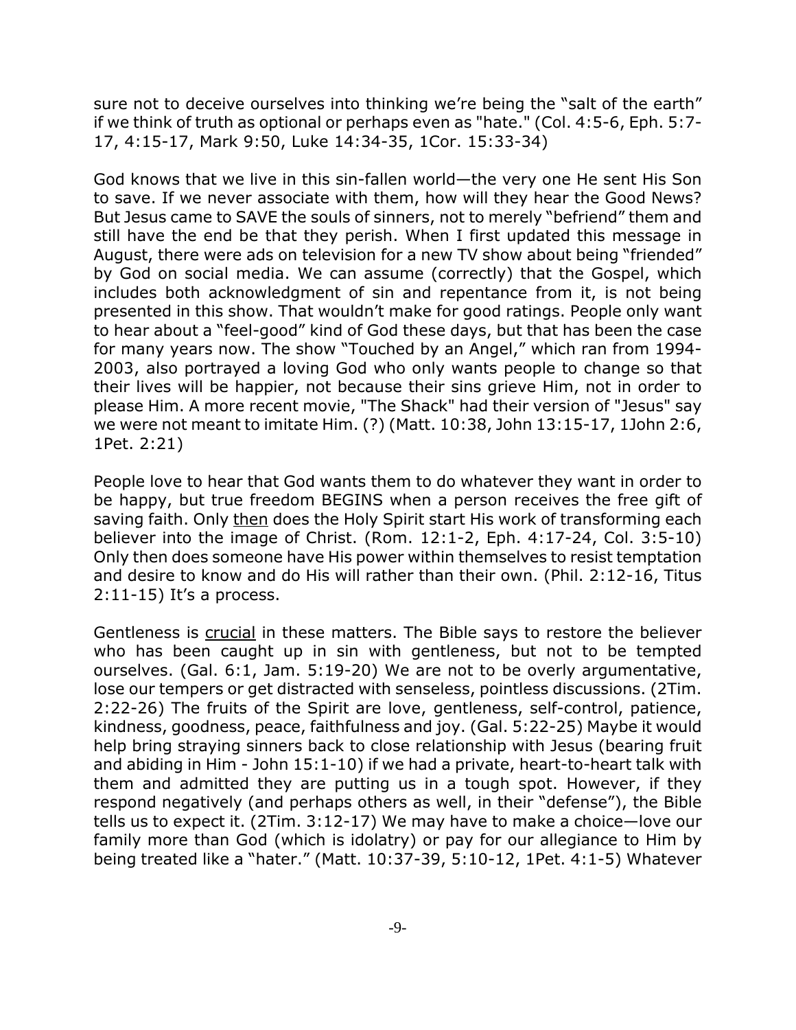sure not to deceive ourselves into thinking we're being the "salt of the earth" if we think of truth as optional or perhaps even as "hate." (Col. 4:5-6, Eph. 5:7-17, 4:15-17, Mark 9:50, Luke 14:34-35, 1Cor. 15:33-34)

God knows that we live in this sin-fallen world—the very one He sent His Son to save. If we never associate with them, how will they hear the Good News? But Jesus came to SAVE the souls of sinners, not to merely "befriend" them and still have the end be that they perish. When I first updated this message in August, there were ads on television for a new TV show about being "friended" by God on social media. We can assume (correctly) that the Gospel, which includes both acknowledgment of sin and repentance from it, is not being presented in this show. That wouldn't make for good ratings. People only want to hear about a "feel-good" kind of God these days, but that has been the case for many years now. The show "Touched by an Angel," which ran from 1994-2003, also portrayed a loving God who only wants people to change so that their lives will be happier, not because their sins grieve Him, not in order to please Him. A more recent movie, "The Shack" had their version of "Jesus" say we were not meant to imitate Him. (?) (Matt. 10:38, John 13:15-17, 1John 2:6, 1Pet. 2:21)

People love to hear that God wants them to do whatever they want in order to be happy, but true freedom BEGINS when a person receives the free gift of saving faith. Only <u>then</u> does the Holy Spirit start His work of transforming each believer into the image of Christ. (Rom. 12:1-2, Eph. 4:17-24, Col. 3:5-10) Only then does someone have His power within themselves to resist temptation and desire to know and do His will rather than their own. (Phil. 2:12-16, Titus 2:11-15) It's a process.

Gentleness is <u>crucial</u> in these matters. The Bible says to restore the believer who has been caught up in sin with gentleness, but not to be tempted ourselves. (Gal. 6:1, Jam. 5:19-20) We are not to be overly argumentative, lose our tempers or get distracted with senseless, pointless discussions. (2Tim. 2:22-26) The fruits of the Spirit are love, gentleness, self-control, patience, kindness, goodness, peace, faithfulness and joy. (Gal. 5:22-25) Maybe it would help bring straying sinners back to close relationship with Jesus (bearing fruit and abiding in Him - John 15:1-10) if we had a private, heart-to-heart talk with them and admitted they are putting us in a tough spot. However, if they respond negatively (and perhaps others as well, in their "defense"), the Bible tells us to expect it. (2Tim. 3:12-17) We may have to make a choice—love our family more than God (which is idolatry) or pay for our allegiance to Him by being treated like a "hater." (Matt. 10:37-39, 5:10-12, 1Pet. 4:1-5) Whatever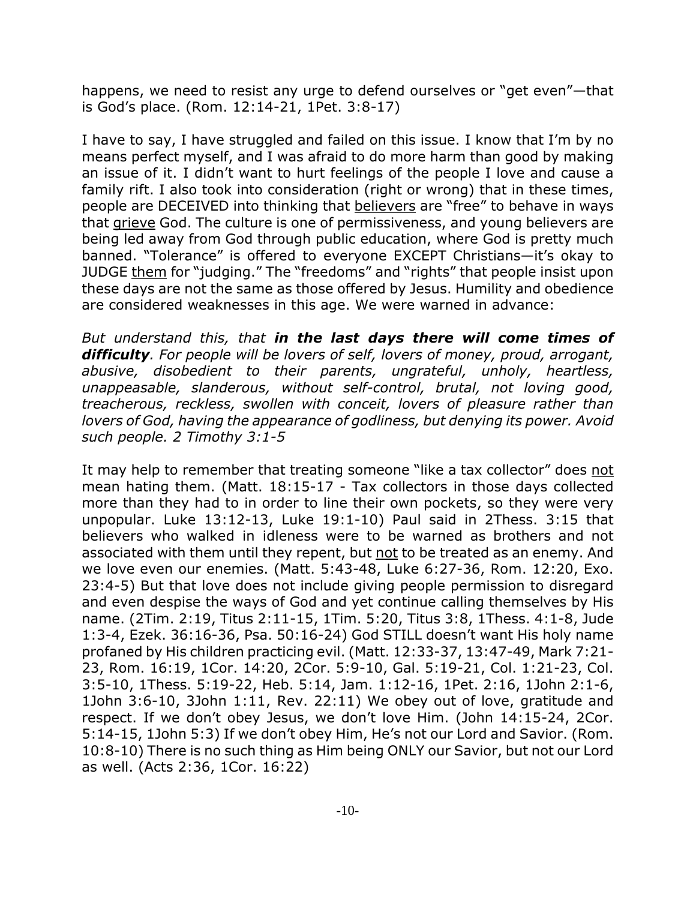happens, we need to resist any urge to defend ourselves or "get even"—that is God's place. (Rom. 12:14-21, 1Pet. 3:8-17)

I have to say, I have struggled and failed on this issue. I know that I'm by no means perfect myself, and I was afraid to do more harm than good by making an issue of it. I didn't want to hurt feelings of the people I love and cause a family rift. I also took into consideration (right or wrong) that in these times, people are DECEIVED into thinking that <u>believers</u> are "free" to behave in ways that <u>grieve</u> God. The culture is one of permissiveness, and young believers are being led away from God through public education, where God is pretty much banned. "Tolerance" is offered to everyone EXCEPT Christians—it's okay to JUDGE <u>them</u> for "judging." The "freedoms" and "rights" that people insist upon these days are not the same as those offered by Jesus. Humility and obedience are considered weaknesses in this age. We were warned in advance:

*But understand this, that* ***in the last days there will come times of difficulty****. For people will be lovers of self, lovers of money, proud, arrogant, abusive, disobedient to their parents, ungrateful, unholy, heartless, unappeasable, slanderous, without self-control, brutal, not loving good, treacherous, reckless, swollen with conceit, lovers of pleasure rather than lovers of God, having the appearance of godliness, but denying its power. Avoid such people. 2 Timothy 3:1-5*

It may help to remember that treating someone "like a tax collector" does <u>not</u> mean hating them. (Matt. 18:15-17 - Tax collectors in those days collected more than they had to in order to line their own pockets, so they were very unpopular. Luke 13:12-13, Luke 19:1-10) Paul said in 2Thess. 3:15 that believers who walked in idleness were to be warned as brothers and not associated with them until they repent, but <u>not</u> to be treated as an enemy. And we love even our enemies. (Matt. 5:43-48, Luke 6:27-36, Rom. 12:20, Exo. 23:4-5) But that love does not include giving people permission to disregard and even despise the ways of God and yet continue calling themselves by His name. (2Tim. 2:19, Titus 2:11-15, 1Tim. 5:20, Titus 3:8, 1Thess. 4:1-8, Jude 1:3-4, Ezek. 36:16-36, Psa. 50:16-24) God STILL doesn't want His holy name profaned by His children practicing evil. (Matt. 12:33-37, 13:47-49, Mark 7:21-23, Rom. 16:19, 1Cor. 14:20, 2Cor. 5:9-10, Gal. 5:19-21, Col. 1:21-23, Col. 3:5-10, 1Thess. 5:19-22, Heb. 5:14, Jam. 1:12-16, 1Pet. 2:16, 1John 2:1-6, 1John 3:6-10, 3John 1:11, Rev. 22:11) We obey out of love, gratitude and respect. If we don't obey Jesus, we don't love Him. (John 14:15-24, 2Cor. 5:14-15, 1John 5:3) If we don't obey Him, He's not our Lord and Savior. (Rom. 10:8-10) There is no such thing as Him being ONLY our Savior, but not our Lord as well. (Acts 2:36, 1Cor. 16:22)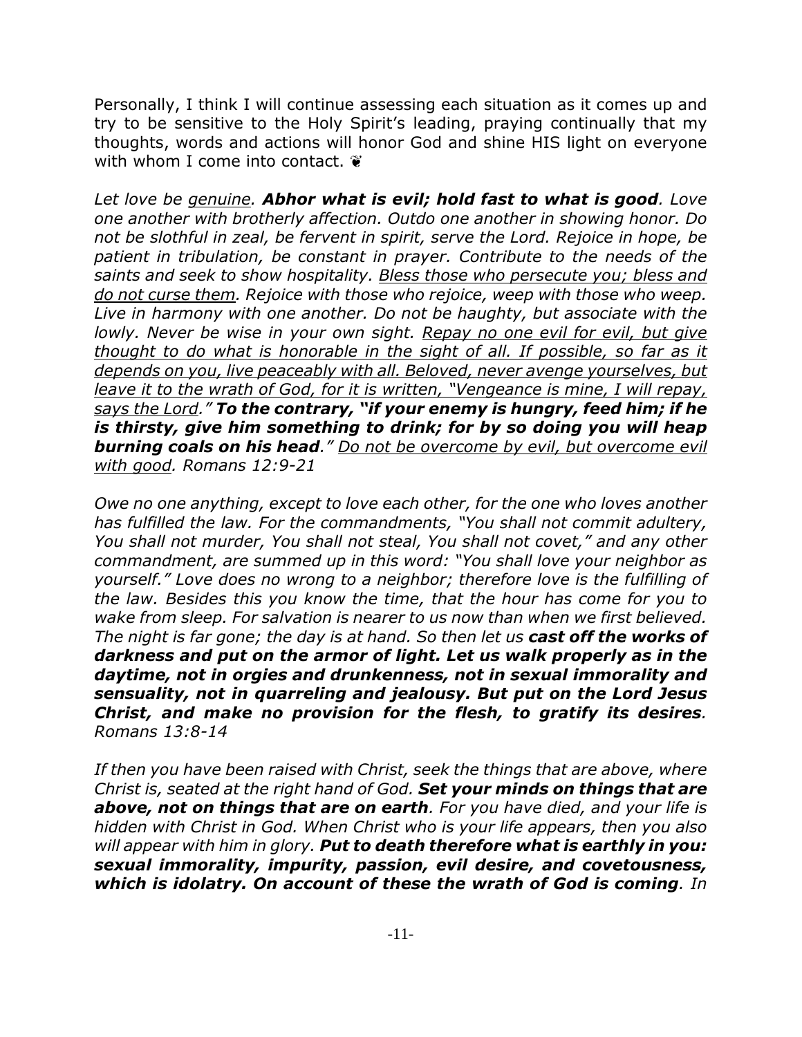Personally, I think I will continue assessing each situation as it comes up and try to be sensitive to the Holy Spirit's leading, praying continually that my thoughts, words and actions will honor God and shine HIS light on everyone with whom I come into contact. ❦

*Let love be <u>genuine</u>. **Abhor what is evil; hold fast to what is good**. Love one another with brotherly affection. Outdo one another in showing honor. Do not be slothful in zeal, be fervent in spirit, serve the Lord. Rejoice in hope, be patient in tribulation, be constant in prayer. Contribute to the needs of the saints and seek to show hospitality. <u>Bless those who persecute you; bless and do not curse them</u>. Rejoice with those who rejoice, weep with those who weep. Live in harmony with one another. Do not be haughty, but associate with the lowly. Never be wise in your own sight. <u>Repay no one evil for evil, but give thought to do what is honorable in the sight of all. If possible, so far as it depends on you, live peaceably with all. Beloved, never avenge yourselves, but leave it to the wrath of God, for it is written, "Vengeance is mine, I will repay, says the Lord."</u> **To the contrary, "if your enemy is hungry, feed him; if he is thirsty, give him something to drink; for by so doing you will heap burning coals on his head**." <u>Do not be overcome by evil, but overcome evil with good</u>. Romans 12:9-21*

*Owe no one anything, except to love each other, for the one who loves another has fulfilled the law. For the commandments, "You shall not commit adultery, You shall not murder, You shall not steal, You shall not covet," and any other commandment, are summed up in this word: "You shall love your neighbor as yourself." Love does no wrong to a neighbor; therefore love is the fulfilling of the law. Besides this you know the time, that the hour has come for you to wake from sleep. For salvation is nearer to us now than when we first believed. The night is far gone; the day is at hand. So then let us **cast off the works of darkness and put on the armor of light. Let us walk properly as in the daytime, not in orgies and drunkenness, not in sexual immorality and sensuality, not in quarreling and jealousy. But put on the Lord Jesus Christ, and make no provision for the flesh, to gratify its desires**. Romans 13:8-14*

*If then you have been raised with Christ, seek the things that are above, where Christ is, seated at the right hand of God. **Set your minds on things that are above, not on things that are on earth**. For you have died, and your life is hidden with Christ in God. When Christ who is your life appears, then you also will appear with him in glory. **Put to death therefore what is earthly in you: sexual immorality, impurity, passion, evil desire, and covetousness, which is idolatry. On account of these the wrath of God is coming**. In*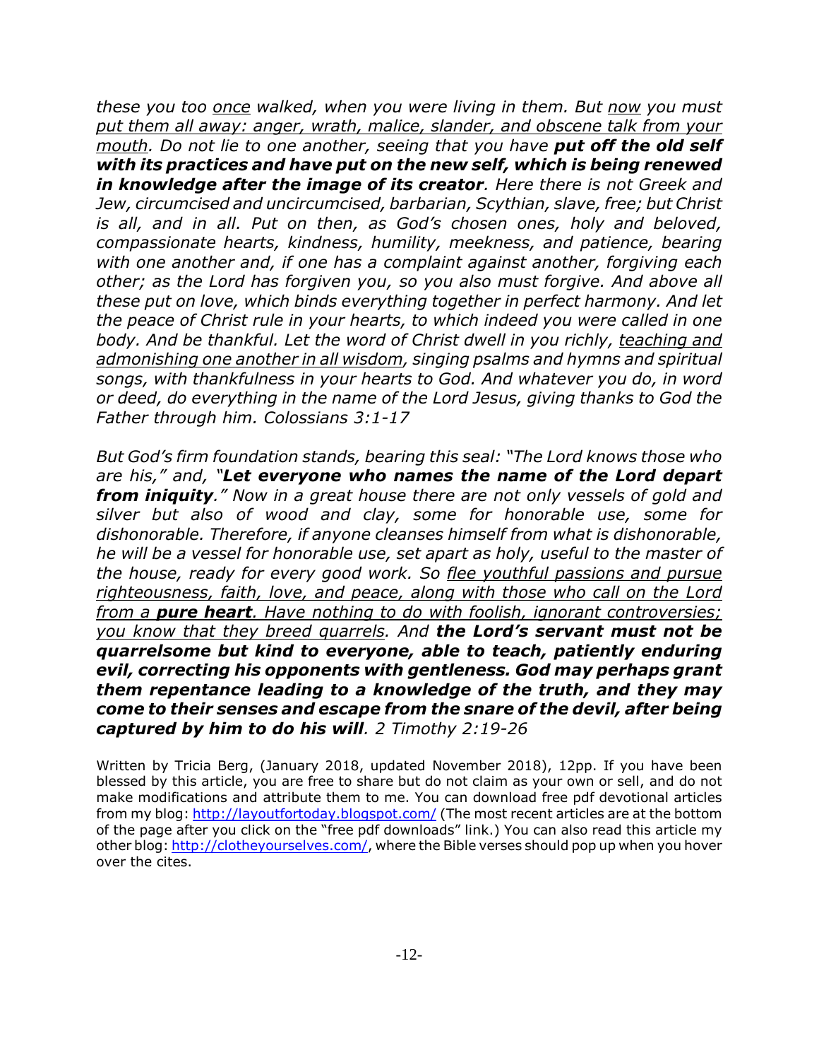*these you too <u>once</u> walked, when you were living in them. But <u>now</u> you must <u>put them all away: anger, wrath, malice, slander, and obscene talk from your mouth</u>. Do not lie to one another, seeing that you have **put off the old self with its practices and have put on the new self, which is being renewed in knowledge after the image of its creator**. Here there is not Greek and Jew, circumcised and uncircumcised, barbarian, Scythian, slave, free; but Christ is all, and in all. Put on then, as God's chosen ones, holy and beloved, compassionate hearts, kindness, humility, meekness, and patience, bearing with one another and, if one has a complaint against another, forgiving each other; as the Lord has forgiven you, so you also must forgive. And above all these put on love, which binds everything together in perfect harmony. And let the peace of Christ rule in your hearts, to which indeed you were called in one body. And be thankful. Let the word of Christ dwell in you richly, <u>teaching and admonishing one another in all wisdom</u>, singing psalms and hymns and spiritual songs, with thankfulness in your hearts to God. And whatever you do, in word or deed, do everything in the name of the Lord Jesus, giving thanks to God the Father through him. Colossians 3:1-17*

*But God's firm foundation stands, bearing this seal: "The Lord knows those who are his," and, "**Let everyone who names the name of the Lord depart from iniquity**." Now in a great house there are not only vessels of gold and silver but also of wood and clay, some for honorable use, some for dishonorable. Therefore, if anyone cleanses himself from what is dishonorable, he will be a vessel for honorable use, set apart as holy, useful to the master of the house, ready for every good work. So <u>flee youthful passions and pursue righteousness, faith, love, and peace, along with those who call on the Lord from a **pure heart**. Have nothing to do with foolish, ignorant controversies; you know that they breed quarrels</u>. And **the Lord's servant must not be quarrelsome but kind to everyone, able to teach, patiently enduring evil, correcting his opponents with gentleness. God may perhaps grant them repentance leading to a knowledge of the truth, and they may come to their senses and escape from the snare of the devil, after being captured by him to do his will**. 2 Timothy 2:19-26*

Written by Tricia Berg, (January 2018, updated November 2018), 12pp. If you have been blessed by this article, you are free to share but do not claim as your own or sell, and do not make modifications and attribute them to me. You can download free pdf devotional articles from my blog: http://layoutfortoday.blogspot.com/ (The most recent articles are at the bottom of the page after you click on the "free pdf downloads" link.) You can also read this article my other blog: http://clotheyourselves.com/, where the Bible verses should pop up when you hover over the cites.